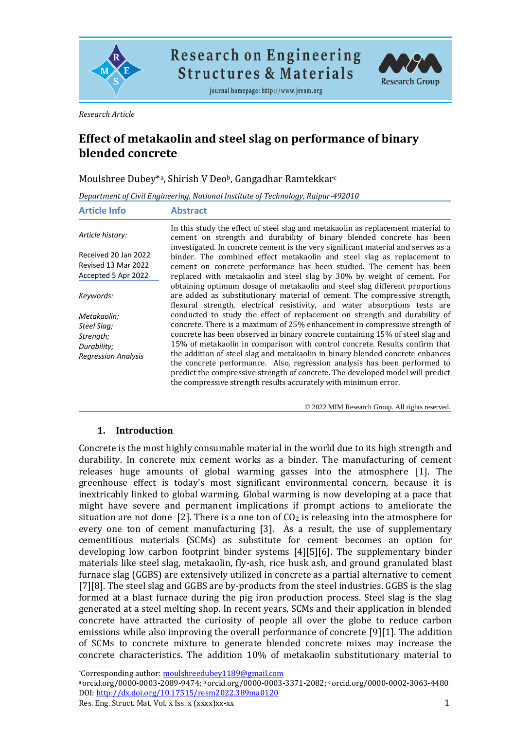Research Article

# Effect of metakaolin and steel slag on performance of binary blended concrete

Moulshree Dubey*[a], Shirish V Deo[b], Gangadhar Ramtekkar[c]

*Department of Civil Engineering, National Institute of Technology, Raipur-492010*

## Article Info

*Article history:*

Received 20 Jan 2022
Revised 13 Mar 2022
Accepted 5 Apr 2022

*Keywords:*

*Metakaolin;*
*Steel Slag;*
*Strength;*
*Durability;*
*Regression Analysis*

## Abstract

In this study the effect of steel slag and metakaolin as replacement material to cement on strength and durability of binary blended concrete has been investigated. In concrete cement is the very significant material and serves as a binder. The combined effect metakaolin and steel slag as replacement to cement on concrete performance has been studied. The cement has been replaced with metakaolin and steel slag by 30% by weight of cement. For obtaining optimum dosage of metakaolin and steel slag different proportions are added as substitutionary material of cement. The compressive strength, flexural strength, electrical resistivity, and water absorptions tests are conducted to study the effect of replacement on strength and durability of concrete. There is a maximum of 25% enhancement in compressive strength of concrete has been observed in binary concrete containing 15% of steel slag and 15% of metakaolin in comparison with control concrete. Results confirm that the addition of steel slag and metakaolin in binary blended concrete enhances the concrete performance. Also, regression analysis has been performed to predict the compressive strength of concrete. The developed model will predict the compressive strength results accurately with minimum error.

© 2022 MIM Research Group. All rights reserved.

## 1. Introduction

Concrete is the most highly consumable material in the world due to its high strength and durability. In concrete mix cement works as a binder. The manufacturing of cement releases huge amounts of global warming gasses into the atmosphere [1]. The greenhouse effect is today's most significant environmental concern, because it is inextricably linked to global warming. Global warming is now developing at a pace that might have severe and permanent implications if prompt actions to ameliorate the situation are not done [2]. There is a one ton of $CO_2$ is releasing into the atmosphere for every one ton of cement manufacturing [3]. As a result, the use of supplementary cementitious materials (SCMs) as substitute for cement becomes an option for developing low carbon footprint binder systems [4][5][6]. The supplementary binder materials like steel slag, metakaolin, fly-ash, rice husk ash, and ground granulated blast furnace slag (GGBS) are extensively utilized in concrete as a partial alternative to cement [7][8]. The steel slag and GGBS are by-products from the steel industries. GGBS is the slag formed at a blast furnace during the pig iron production process. Steel slag is the slag generated at a steel melting shop. In recent years, SCMs and their application in blended concrete have attracted the curiosity of people all over the globe to reduce carbon emissions while also improving the overall performance of concrete [9][1]. The addition of SCMs to concrete mixture to generate blended concrete mixes may increase the concrete characteristics. The addition 10% of metakaolin substitutionary material to

*Corresponding author: moulshreedubey1189@gmail.com
[a] orcid.org/0000-0003-2089-9474; [b] orcid.org/0000-0003-3371-2082; [c] orcid.org/0000-0002-3063-4480
DOI: http://dx.doi.org/10.17515/resm2022.389ma0120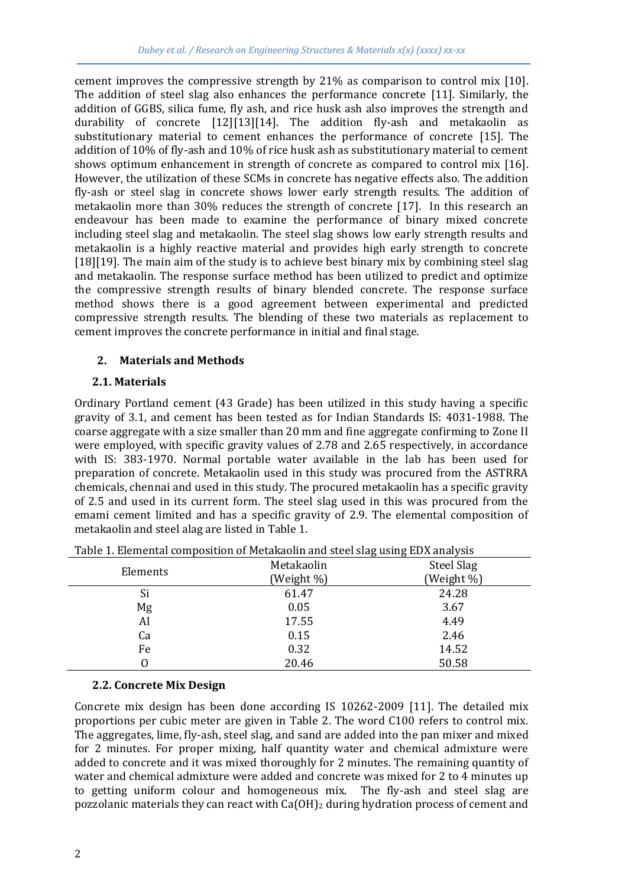cement improves the compressive strength by 21% as comparison to control mix [10]. The addition of steel slag also enhances the performance concrete [11]. Similarly, the addition of GGBS, silica fume, fly ash, and rice husk ash also improves the strength and durability of concrete [12][13][14]. The addition fly-ash and metakaolin as substitutionary material to cement enhances the performance of concrete [15]. The addition of 10% of fly-ash and 10% of rice husk ash as substitutionary material to cement shows optimum enhancement in strength of concrete as compared to control mix [16]. However, the utilization of these SCMs in concrete has negative effects also. The addition fly-ash or steel slag in concrete shows lower early strength results. The addition of metakaolin more than 30% reduces the strength of concrete [17]. In this research an endeavour has been made to examine the performance of binary mixed concrete including steel slag and metakaolin. The steel slag shows low early strength results and metakaolin is a highly reactive material and provides high early strength to concrete [18][19]. The main aim of the study is to achieve best binary mix by combining steel slag and metakaolin. The response surface method has been utilized to predict and optimize the compressive strength results of binary blended concrete. The response surface method shows there is a good agreement between experimental and predicted compressive strength results. The blending of these two materials as replacement to cement improves the concrete performance in initial and final stage.

## 2. Materials and Methods

### 2.1. Materials

Ordinary Portland cement (43 Grade) has been utilized in this study having a specific gravity of 3.1, and cement has been tested as for Indian Standards IS: 4031-1988. The coarse aggregate with a size smaller than 20 mm and fine aggregate confirming to Zone II were employed, with specific gravity values of 2.78 and 2.65 respectively, in accordance with IS: 383-1970. Normal portable water available in the lab has been used for preparation of concrete. Metakaolin used in this study was procured from the ASTRRA chemicals, chennai and used in this study. The procured metakaolin has a specific gravity of 2.5 and used in its current form. The steel slag used in this was procured from the emami cement limited and has a specific gravity of 2.9. The elemental composition of metakaolin and steel alag are listed in Table 1.

Table 1. Elemental composition of Metakaolin and steel slag using EDX analysis

| Elements | Metakaolin (Weight %) | Steel Slag (Weight %) |
|---|---|---|
| Si | 61.47 | 24.28 |
| Mg | 0.05 | 3.67 |
| Al | 17.55 | 4.49 |
| Ca | 0.15 | 2.46 |
| Fe | 0.32 | 14.52 |
| O | 20.46 | 50.58 |

### 2.2. Concrete Mix Design

Concrete mix design has been done according IS 10262-2009 [11]. The detailed mix proportions per cubic meter are given in Table 2. The word C100 refers to control mix. The aggregates, lime, fly-ash, steel slag, and sand are added into the pan mixer and mixed for 2 minutes. For proper mixing, half quantity water and chemical admixture were added to concrete and it was mixed thoroughly for 2 minutes. The remaining quantity of water and chemical admixture were added and concrete was mixed for 2 to 4 minutes up to getting uniform colour and homogeneous mix. The fly-ash and steel slag are pozzolanic materials they can react with $Ca(OH)_2$ during hydration process of cement and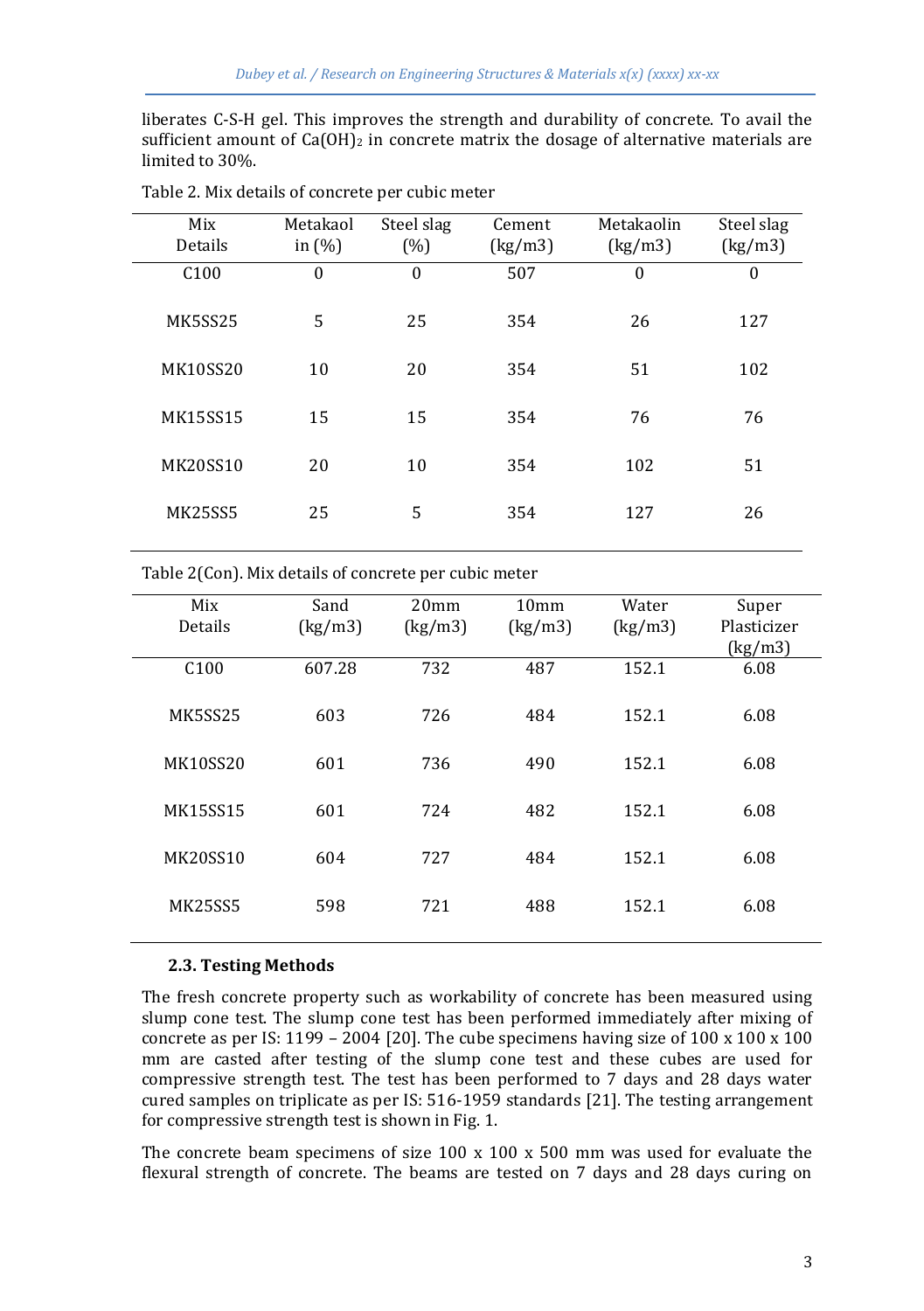liberates C-S-H gel. This improves the strength and durability of concrete. To avail the sufficient amount of $Ca(OH)_2$ in concrete matrix the dosage of alternative materials are limited to 30%.

Table 2. Mix details of concrete per cubic meter

| Mix Details | Metakaol in (%) | Steel slag (%) | Cement (kg/m3) | Metakaolin (kg/m3) | Steel slag (kg/m3) |
|---|---|---|---|---|---|
| C100 | 0 | 0 | 507 | 0 | 0 |
| MK5SS25 | 5 | 25 | 354 | 26 | 127 |
| MK10SS20 | 10 | 20 | 354 | 51 | 102 |
| MK15SS15 | 15 | 15 | 354 | 76 | 76 |
| MK20SS10 | 20 | 10 | 354 | 102 | 51 |
| MK25SS5 | 25 | 5 | 354 | 127 | 26 |

Table 2(Con). Mix details of concrete per cubic meter

| Mix Details | Sand (kg/m3) | 20mm (kg/m3) | 10mm (kg/m3) | Water (kg/m3) | Super Plasticizer (kg/m3) |
|---|---|---|---|---|---|
| C100 | 607.28 | 732 | 487 | 152.1 | 6.08 |
| MK5SS25 | 603 | 726 | 484 | 152.1 | 6.08 |
| MK10SS20 | 601 | 736 | 490 | 152.1 | 6.08 |
| MK15SS15 | 601 | 724 | 482 | 152.1 | 6.08 |
| MK20SS10 | 604 | 727 | 484 | 152.1 | 6.08 |
| MK25SS5 | 598 | 721 | 488 | 152.1 | 6.08 |

### 2.3. Testing Methods

The fresh concrete property such as workability of concrete has been measured using slump cone test. The slump cone test has been performed immediately after mixing of concrete as per IS: 1199 – 2004 [20]. The cube specimens having size of 100 x 100 x 100 mm are casted after testing of the slump cone test and these cubes are used for compressive strength test. The test has been performed to 7 days and 28 days water cured samples on triplicate as per IS: 516-1959 standards [21]. The testing arrangement for compressive strength test is shown in Fig. 1.

The concrete beam specimens of size 100 x 100 x 500 mm was used for evaluate the flexural strength of concrete. The beams are tested on 7 days and 28 days curing on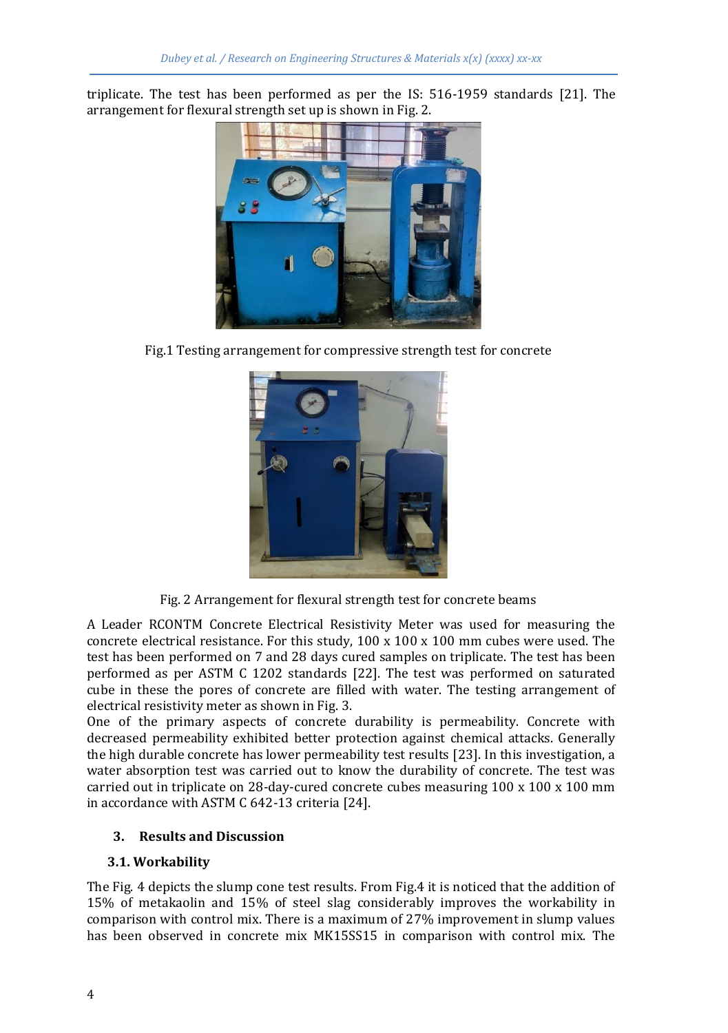triplicate. The test has been performed as per the IS: 516-1959 standards [21]. The arrangement for flexural strength set up is shown in Fig. 2.

Fig.1 Testing arrangement for compressive strength test for concrete

Fig. 2 Arrangement for flexural strength test for concrete beams

A Leader RCONTM Concrete Electrical Resistivity Meter was used for measuring the concrete electrical resistance. For this study, 100 x 100 x 100 mm cubes were used. The test has been performed on 7 and 28 days cured samples on triplicate. The test has been performed as per ASTM C 1202 standards [22]. The test was performed on saturated cube in these the pores of concrete are filled with water. The testing arrangement of electrical resistivity meter as shown in Fig. 3.

One of the primary aspects of concrete durability is permeability. Concrete with decreased permeability exhibited better protection against chemical attacks. Generally the high durable concrete has lower permeability test results [23]. In this investigation, a water absorption test was carried out to know the durability of concrete. The test was carried out in triplicate on 28-day-cured concrete cubes measuring 100 x 100 x 100 mm in accordance with ASTM C 642-13 criteria [24].

## 3. Results and Discussion

### 3.1. Workability

The Fig. 4 depicts the slump cone test results. From Fig.4 it is noticed that the addition of 15% of metakaolin and 15% of steel slag considerably improves the workability in comparison with control mix. There is a maximum of 27% improvement in slump values has been observed in concrete mix MK15SS15 in comparison with control mix. The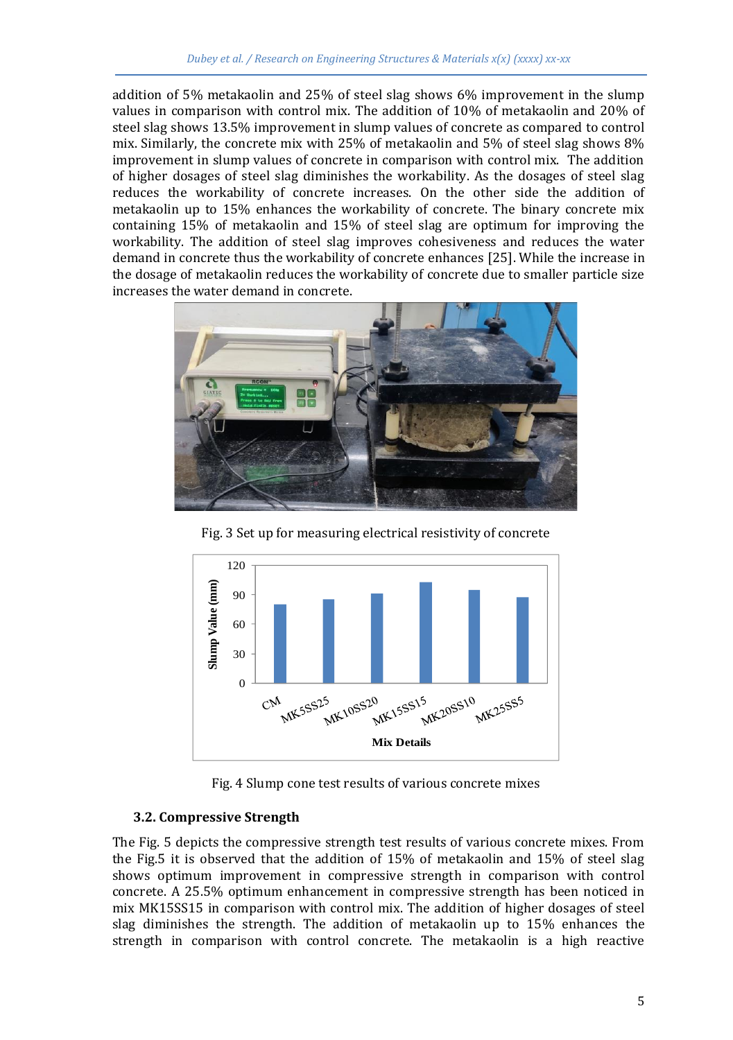addition of 5% metakaolin and 25% of steel slag shows 6% improvement in the slump values in comparison with control mix. The addition of 10% of metakaolin and 20% of steel slag shows 13.5% improvement in slump values of concrete as compared to control mix. Similarly, the concrete mix with 25% of metakaolin and 5% of steel slag shows 8% improvement in slump values of concrete in comparison with control mix. The addition of higher dosages of steel slag diminishes the workability. As the dosages of steel slag reduces the workability of concrete increases. On the other side the addition of metakaolin up to 15% enhances the workability of concrete. The binary concrete mix containing 15% of metakaolin and 15% of steel slag are optimum for improving the workability. The addition of steel slag improves cohesiveness and reduces the water demand in concrete thus the workability of concrete enhances [25]. While the increase in the dosage of metakaolin reduces the workability of concrete due to smaller particle size increases the water demand in concrete.

Fig. 3 Set up for measuring electrical resistivity of concrete

Fig. 4 Slump cone test results of various concrete mixes

### 3.2. Compressive Strength

The Fig. 5 depicts the compressive strength test results of various concrete mixes. From the Fig.5 it is observed that the addition of 15% of metakaolin and 15% of steel slag shows optimum improvement in compressive strength in comparison with control concrete. A 25.5% optimum enhancement in compressive strength has been noticed in mix MK15SS15 in comparison with control mix. The addition of higher dosages of steel slag diminishes the strength. The addition of metakaolin up to 15% enhances the strength in comparison with control concrete. The metakaolin is a high reactive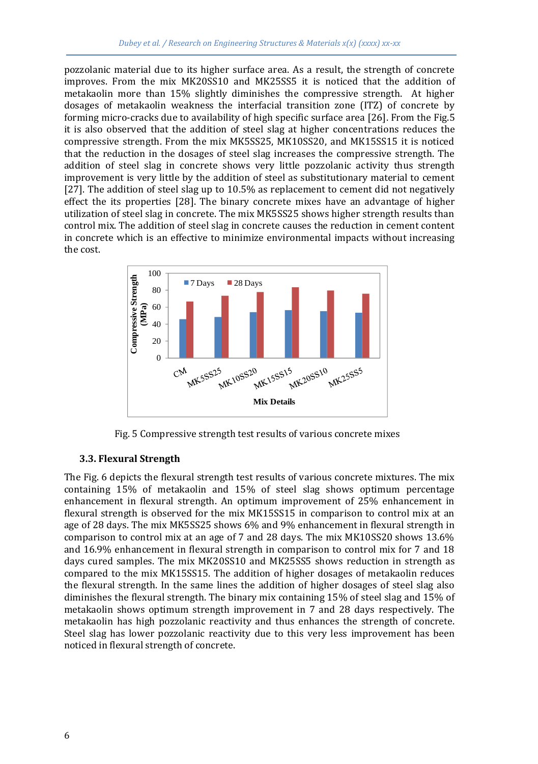pozzolanic material due to its higher surface area. As a result, the strength of concrete improves. From the mix MK20SS10 and MK25SS5 it is noticed that the addition of metakaolin more than 15% slightly diminishes the compressive strength. At higher dosages of metakaolin weakness the interfacial transition zone (ITZ) of concrete by forming micro-cracks due to availability of high specific surface area [26]. From the Fig.5 it is also observed that the addition of steel slag at higher concentrations reduces the compressive strength. From the mix MK5SS25, MK10SS20, and MK15SS15 it is noticed that the reduction in the dosages of steel slag increases the compressive strength. The addition of steel slag in concrete shows very little pozzolanic activity thus strength improvement is very little by the addition of steel as substitutionary material to cement [27]. The addition of steel slag up to 10.5% as replacement to cement did not negatively effect the its properties [28]. The binary concrete mixes have an advantage of higher utilization of steel slag in concrete. The mix MK5SS25 shows higher strength results than control mix. The addition of steel slag in concrete causes the reduction in cement content in concrete which is an effective to minimize environmental impacts without increasing the cost.

Fig. 5 Compressive strength test results of various concrete mixes

### 3.3. Flexural Strength

The Fig. 6 depicts the flexural strength test results of various concrete mixtures. The mix containing 15% of metakaolin and 15% of steel slag shows optimum percentage enhancement in flexural strength. An optimum improvement of 25% enhancement in flexural strength is observed for the mix MK15SS15 in comparison to control mix at an age of 28 days. The mix MK5SS25 shows 6% and 9% enhancement in flexural strength in comparison to control mix at an age of 7 and 28 days. The mix MK10SS20 shows 13.6% and 16.9% enhancement in flexural strength in comparison to control mix for 7 and 18 days cured samples. The mix MK20SS10 and MK25SS5 shows reduction in strength as compared to the mix MK15SS15. The addition of higher dosages of metakaolin reduces the flexural strength. In the same lines the addition of higher dosages of steel slag also diminishes the flexural strength. The binary mix containing 15% of steel slag and 15% of metakaolin shows optimum strength improvement in 7 and 28 days respectively. The metakaolin has high pozzolanic reactivity and thus enhances the strength of concrete. Steel slag has lower pozzolanic reactivity due to this very less improvement has been noticed in flexural strength of concrete.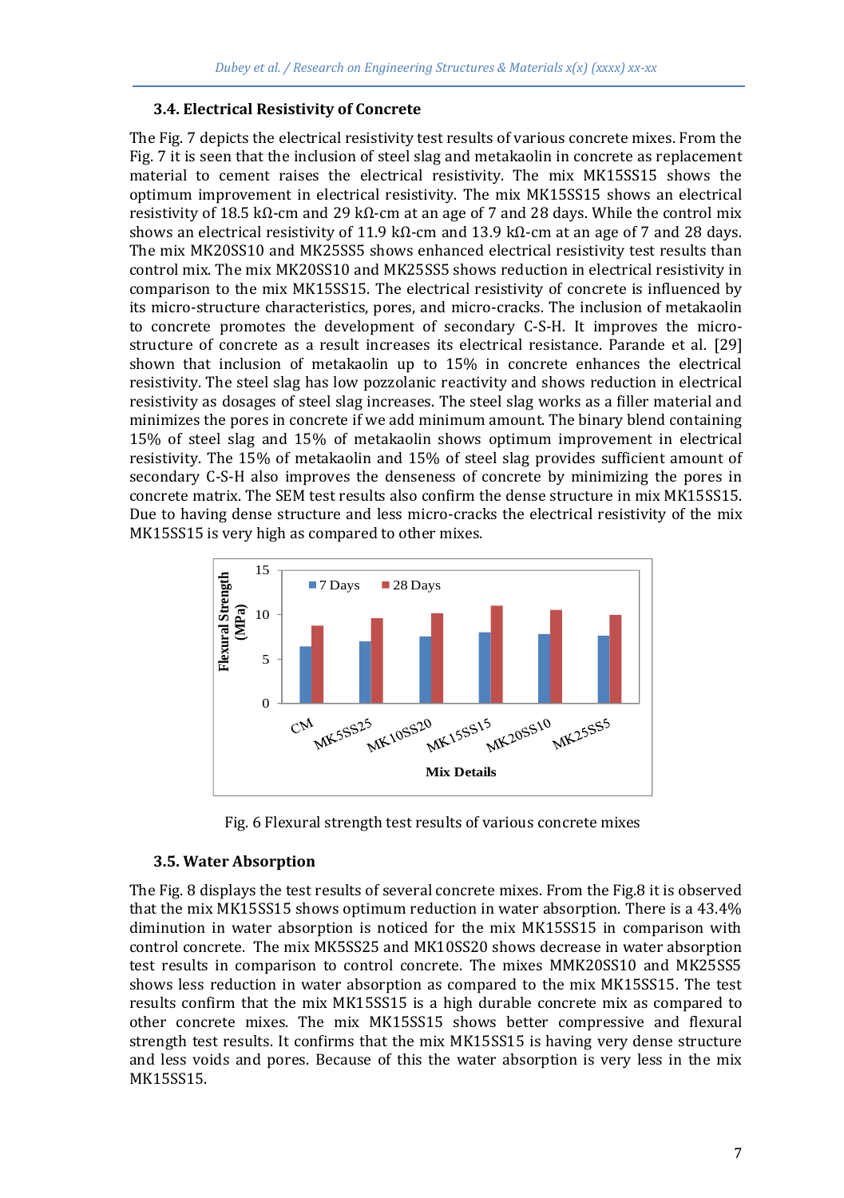### 3.4. Electrical Resistivity of Concrete

The Fig. 7 depicts the electrical resistivity test results of various concrete mixes. From the Fig. 7 it is seen that the inclusion of steel slag and metakaolin in concrete as replacement material to cement raises the electrical resistivity. The mix MK15SS15 shows the optimum improvement in electrical resistivity. The mix MK15SS15 shows an electrical resistivity of 18.5 kΩ-cm and 29 kΩ-cm at an age of 7 and 28 days. While the control mix shows an electrical resistivity of 11.9 kΩ-cm and 13.9 kΩ-cm at an age of 7 and 28 days. The mix MK20SS10 and MK25SS5 shows enhanced electrical resistivity test results than control mix. The mix MK20SS10 and MK25SS5 shows reduction in electrical resistivity in comparison to the mix MK15SS15. The electrical resistivity of concrete is influenced by its micro-structure characteristics, pores, and micro-cracks. The inclusion of metakaolin to concrete promotes the development of secondary C-S-H. It improves the micro-structure of concrete as a result increases its electrical resistance. Parande et al. [29] shown that inclusion of metakaolin up to 15% in concrete enhances the electrical resistivity. The steel slag has low pozzolanic reactivity and shows reduction in electrical resistivity as dosages of steel slag increases. The steel slag works as a filler material and minimizes the pores in concrete if we add minimum amount. The binary blend containing 15% of steel slag and 15% of metakaolin shows optimum improvement in electrical resistivity. The 15% of metakaolin and 15% of steel slag provides sufficient amount of secondary C-S-H also improves the denseness of concrete by minimizing the pores in concrete matrix. The SEM test results also confirm the dense structure in mix MK15SS15. Due to having dense structure and less micro-cracks the electrical resistivity of the mix MK15SS15 is very high as compared to other mixes.

Fig. 6 Flexural strength test results of various concrete mixes

### 3.5. Water Absorption

The Fig. 8 displays the test results of several concrete mixes. From the Fig.8 it is observed that the mix MK15SS15 shows optimum reduction in water absorption. There is a 43.4% diminution in water absorption is noticed for the mix MK15SS15 in comparison with control concrete. The mix MK5SS25 and MK10SS20 shows decrease in water absorption test results in comparison to control concrete. The mixes MMK20SS10 and MK25SS5 shows less reduction in water absorption as compared to the mix MK15SS15. The test results confirm that the mix MK15SS15 is a high durable concrete mix as compared to other concrete mixes. The mix MK15SS15 shows better compressive and flexural strength test results. It confirms that the mix MK15SS15 is having very dense structure and less voids and pores. Because of this the water absorption is very less in the mix MK15SS15.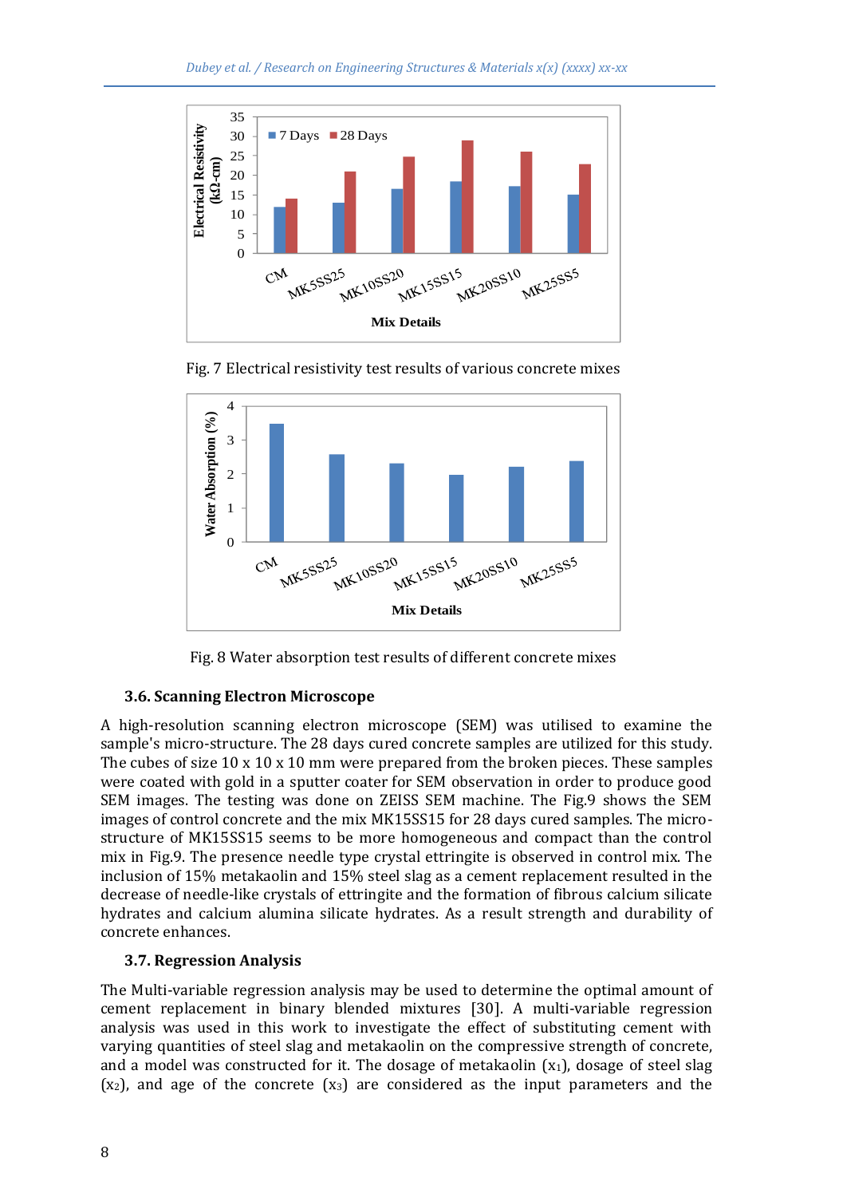Fig. 7 Electrical resistivity test results of various concrete mixes

Fig. 8 Water absorption test results of different concrete mixes

### 3.6. Scanning Electron Microscope

A high-resolution scanning electron microscope (SEM) was utilised to examine the sample's micro-structure. The 28 days cured concrete samples are utilized for this study. The cubes of size 10 x 10 x 10 mm were prepared from the broken pieces. These samples were coated with gold in a sputter coater for SEM observation in order to produce good SEM images. The testing was done on ZEISS SEM machine. The Fig.9 shows the SEM images of control concrete and the mix MK15SS15 for 28 days cured samples. The micro-structure of MK15SS15 seems to be more homogeneous and compact than the control mix in Fig.9. The presence needle type crystal ettringite is observed in control mix. The inclusion of 15% metakaolin and 15% steel slag as a cement replacement resulted in the decrease of needle-like crystals of ettringite and the formation of fibrous calcium silicate hydrates and calcium alumina silicate hydrates. As a result strength and durability of concrete enhances.

### 3.7. Regression Analysis

The Multi-variable regression analysis may be used to determine the optimal amount of cement replacement in binary blended mixtures [30]. A multi-variable regression analysis was used in this work to investigate the effect of substituting cement with varying quantities of steel slag and metakaolin on the compressive strength of concrete, and a model was constructed for it. The dosage of metakaolin ($x_1$), dosage of steel slag ($x_2$), and age of the concrete ($x_3$) are considered as the input parameters and the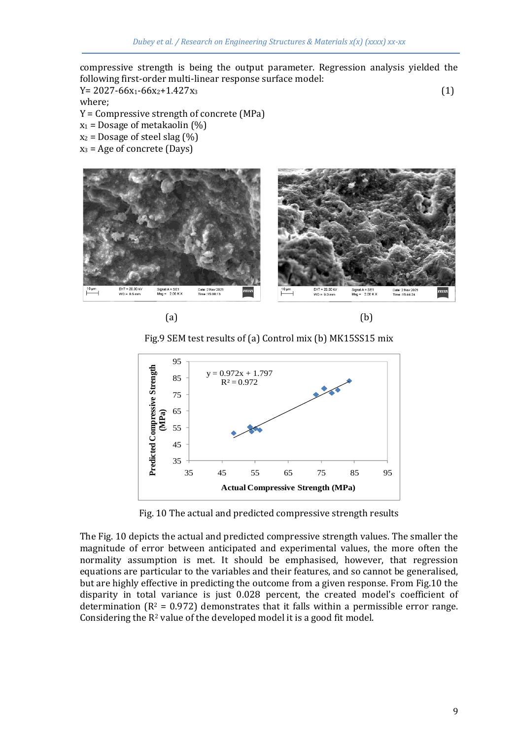compressive strength is being the output parameter. Regression analysis yielded the following first-order multi-linear response surface model:

$$Y = 2027 - 66x_1 - 66x_2 + 1.427x_3 \tag{1}$$

where;

Y = Compressive strength of concrete (MPa)

$x_1$ = Dosage of metakaolin (%)

$x_2$ = Dosage of steel slag (%)

$x_3$ = Age of concrete (Days)

(a) (b)

Fig.9 SEM test results of (a) Control mix (b) MK15SS15 mix

Fig. 10 The actual and predicted compressive strength results

The Fig. 10 depicts the actual and predicted compressive strength values. The smaller the magnitude of error between anticipated and experimental values, the more often the normality assumption is met. It should be emphasised, however, that regression equations are particular to the variables and their features, and so cannot be generalised, but are highly effective in predicting the outcome from a given response. From Fig.10 the disparity in total variance is just 0.028 percent, the created model's coefficient of determination ($R^2$ = 0.972) demonstrates that it falls within a permissible error range. Considering the $R^2$ value of the developed model it is a good fit model.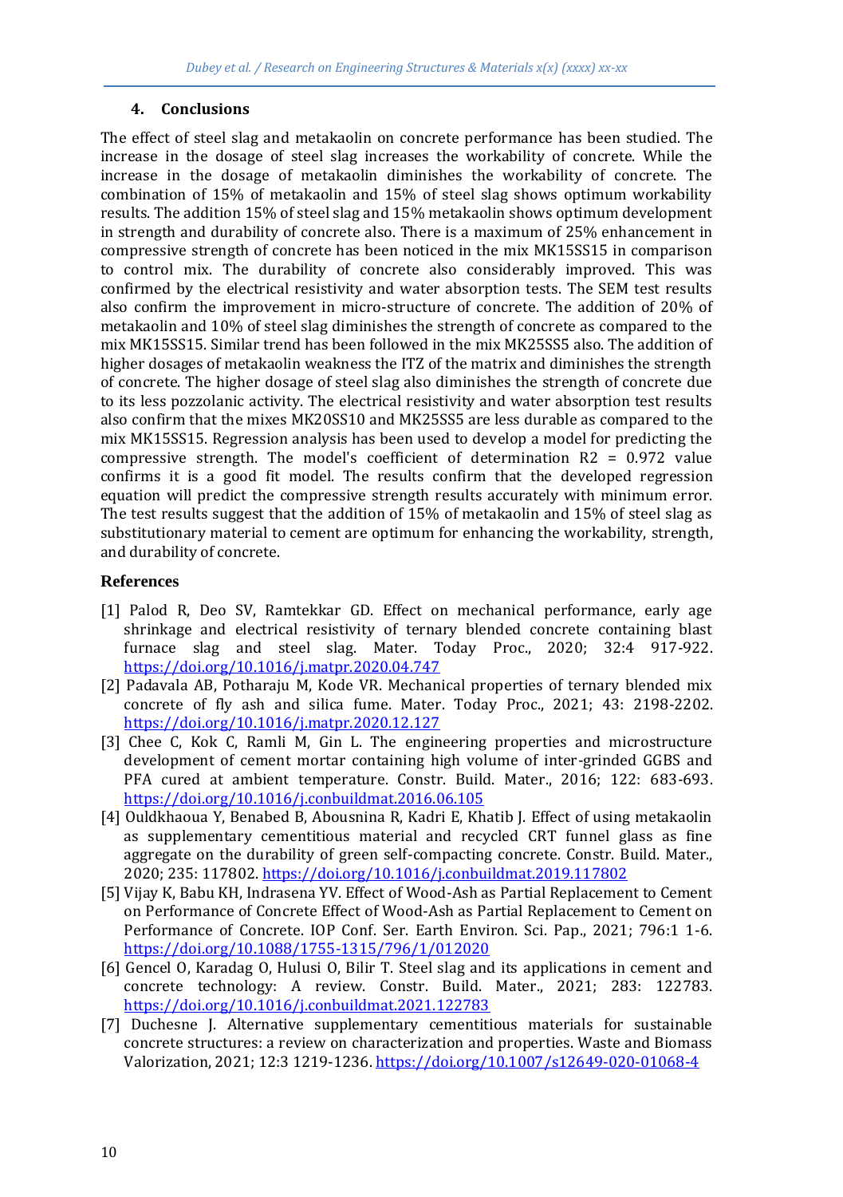## 4. Conclusions

The effect of steel slag and metakaolin on concrete performance has been studied. The increase in the dosage of steel slag increases the workability of concrete. While the increase in the dosage of metakaolin diminishes the workability of concrete. The combination of 15% of metakaolin and 15% of steel slag shows optimum workability results. The addition 15% of steel slag and 15% metakaolin shows optimum development in strength and durability of concrete also. There is a maximum of 25% enhancement in compressive strength of concrete has been noticed in the mix MK15SS15 in comparison to control mix. The durability of concrete also considerably improved. This was confirmed by the electrical resistivity and water absorption tests. The SEM test results also confirm the improvement in micro-structure of concrete. The addition of 20% of metakaolin and 10% of steel slag diminishes the strength of concrete as compared to the mix MK15SS15. Similar trend has been followed in the mix MK25SS5 also. The addition of higher dosages of metakaolin weakness the ITZ of the matrix and diminishes the strength of concrete. The higher dosage of steel slag also diminishes the strength of concrete due to its less pozzolanic activity. The electrical resistivity and water absorption test results also confirm that the mixes MK20SS10 and MK25SS5 are less durable as compared to the mix MK15SS15. Regression analysis has been used to develop a model for predicting the compressive strength. The model's coefficient of determination R2 = 0.972 value confirms it is a good fit model. The results confirm that the developed regression equation will predict the compressive strength results accurately with minimum error. The test results suggest that the addition of 15% of metakaolin and 15% of steel slag as substitutionary material to cement are optimum for enhancing the workability, strength, and durability of concrete.

## References

[1] Palod R, Deo SV, Ramtekkar GD. Effect on mechanical performance, early age shrinkage and electrical resistivity of ternary blended concrete containing blast furnace slag and steel slag. Mater. Today Proc., 2020; 32:4 917-922. https://doi.org/10.1016/j.matpr.2020.04.747

[2] Padavala AB, Potharaju M, Kode VR. Mechanical properties of ternary blended mix concrete of fly ash and silica fume. Mater. Today Proc., 2021; 43: 2198-2202. https://doi.org/10.1016/j.matpr.2020.12.127

[3] Chee C, Kok C, Ramli M, Gin L. The engineering properties and microstructure development of cement mortar containing high volume of inter-grinded GGBS and PFA cured at ambient temperature. Constr. Build. Mater., 2016; 122: 683-693. https://doi.org/10.1016/j.conbuildmat.2016.06.105

[4] Ouldkhaoua Y, Benabed B, Abousnina R, Kadri E, Khatib J. Effect of using metakaolin as supplementary cementitious material and recycled CRT funnel glass as fine aggregate on the durability of green self-compacting concrete. Constr. Build. Mater., 2020; 235: 117802. https://doi.org/10.1016/j.conbuildmat.2019.117802

[5] Vijay K, Babu KH, Indrasena YV. Effect of Wood-Ash as Partial Replacement to Cement on Performance of Concrete Effect of Wood-Ash as Partial Replacement to Cement on Performance of Concrete. IOP Conf. Ser. Earth Environ. Sci. Pap., 2021; 796:1 1-6. https://doi.org/10.1088/1755-1315/796/1/012020

[6] Gencel O, Karadag O, Hulusi O, Bilir T. Steel slag and its applications in cement and concrete technology: A review. Constr. Build. Mater., 2021; 283: 122783. https://doi.org/10.1016/j.conbuildmat.2021.122783

[7] Duchesne J. Alternative supplementary cementitious materials for sustainable concrete structures: a review on characterization and properties. Waste and Biomass Valorization, 2021; 12:3 1219-1236. https://doi.org/10.1007/s12649-020-01068-4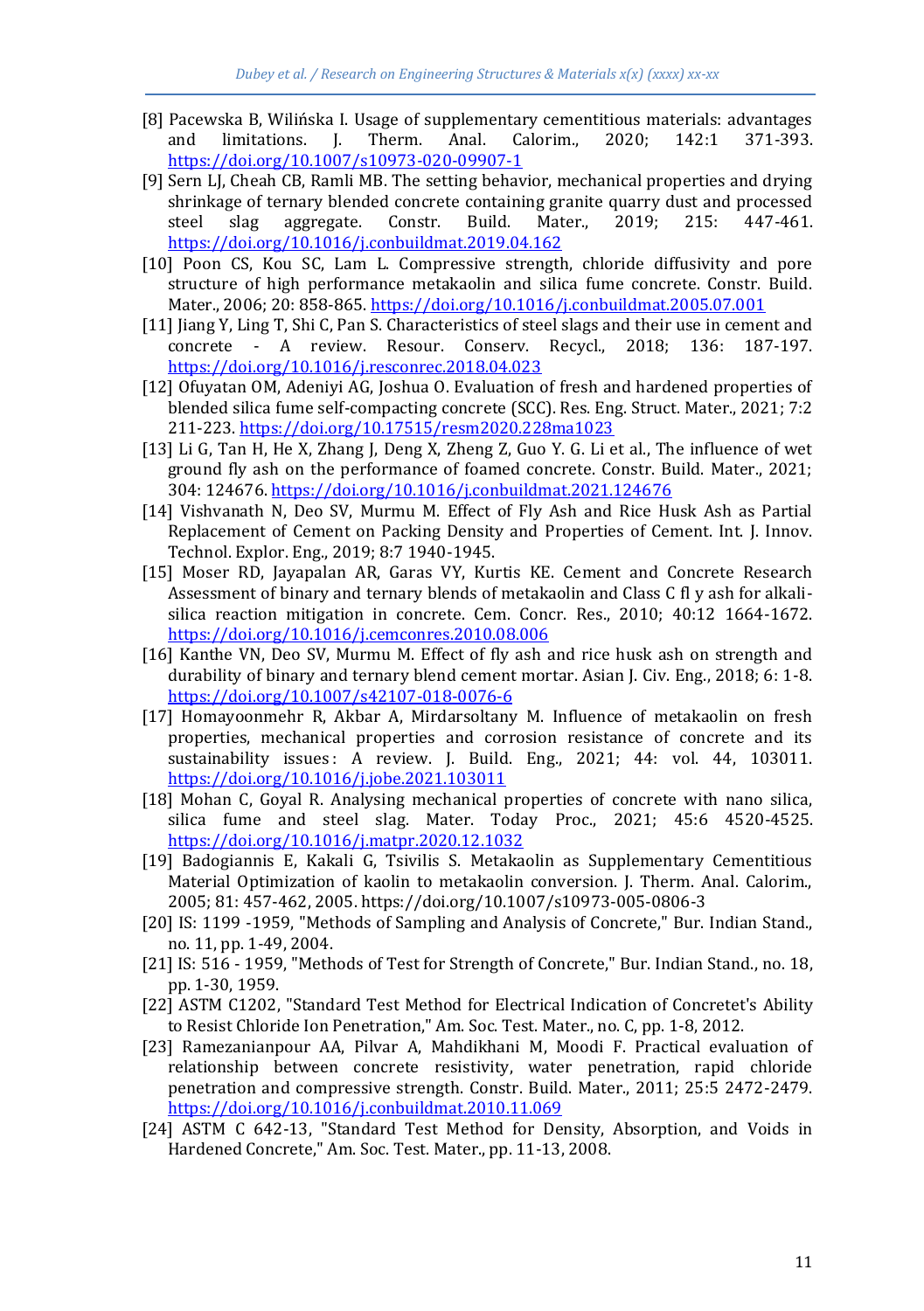[8] Pacewska B, Wilińska I. Usage of supplementary cementitious materials: advantages and limitations. J. Therm. Anal. Calorim., 2020; 142:1 371-393. https://doi.org/10.1007/s10973-020-09907-1

[9] Sern LJ, Cheah CB, Ramli MB. The setting behavior, mechanical properties and drying shrinkage of ternary blended concrete containing granite quarry dust and processed steel slag aggregate. Constr. Build. Mater., 2019; 215: 447-461. https://doi.org/10.1016/j.conbuildmat.2019.04.162

[10] Poon CS, Kou SC, Lam L. Compressive strength, chloride diffusivity and pore structure of high performance metakaolin and silica fume concrete. Constr. Build. Mater., 2006; 20: 858-865. https://doi.org/10.1016/j.conbuildmat.2005.07.001

[11] Jiang Y, Ling T, Shi C, Pan S. Characteristics of steel slags and their use in cement and concrete - A review. Resour. Conserv. Recycl., 2018; 136: 187-197. https://doi.org/10.1016/j.resconrec.2018.04.023

[12] Ofuyatan OM, Adeniyi AG, Joshua O. Evaluation of fresh and hardened properties of blended silica fume self-compacting concrete (SCC). Res. Eng. Struct. Mater., 2021; 7:2 211-223. https://doi.org/10.17515/resm2020.228ma1023

[13] Li G, Tan H, He X, Zhang J, Deng X, Zheng Z, Guo Y. G. Li et al., The influence of wet ground fly ash on the performance of foamed concrete. Constr. Build. Mater., 2021; 304: 124676. https://doi.org/10.1016/j.conbuildmat.2021.124676

[14] Vishvanath N, Deo SV, Murmu M. Effect of Fly Ash and Rice Husk Ash as Partial Replacement of Cement on Packing Density and Properties of Cement. Int. J. Innov. Technol. Explor. Eng., 2019; 8:7 1940-1945.

[15] Moser RD, Jayapalan AR, Garas VY, Kurtis KE. Cement and Concrete Research Assessment of binary and ternary blends of metakaolin and Class C fl y ash for alkali-silica reaction mitigation in concrete. Cem. Concr. Res., 2010; 40:12 1664-1672. https://doi.org/10.1016/j.cemconres.2010.08.006

[16] Kanthe VN, Deo SV, Murmu M. Effect of fly ash and rice husk ash on strength and durability of binary and ternary blend cement mortar. Asian J. Civ. Eng., 2018; 6: 1-8. https://doi.org/10.1007/s42107-018-0076-6

[17] Homayoonmehr R, Akbar A, Mirdarsoltany M. Influence of metakaolin on fresh properties, mechanical properties and corrosion resistance of concrete and its sustainability issues : A review. J. Build. Eng., 2021; 44: vol. 44, 103011. https://doi.org/10.1016/j.jobe.2021.103011

[18] Mohan C, Goyal R. Analysing mechanical properties of concrete with nano silica, silica fume and steel slag. Mater. Today Proc., 2021; 45:6 4520-4525. https://doi.org/10.1016/j.matpr.2020.12.1032

[19] Badogiannis E, Kakali G, Tsivilis S. Metakaolin as Supplementary Cementitious Material Optimization of kaolin to metakaolin conversion. J. Therm. Anal. Calorim., 2005; 81: 457-462, 2005. https://doi.org/10.1007/s10973-005-0806-3

[20] IS: 1199 -1959, "Methods of Sampling and Analysis of Concrete," Bur. Indian Stand., no. 11, pp. 1-49, 2004.

[21] IS: 516 - 1959, "Methods of Test for Strength of Concrete," Bur. Indian Stand., no. 18, pp. 1-30, 1959.

[22] ASTM C1202, "Standard Test Method for Electrical Indication of Concretet's Ability to Resist Chloride Ion Penetration," Am. Soc. Test. Mater., no. C, pp. 1-8, 2012.

[23] Ramezanianpour AA, Pilvar A, Mahdikhani M, Moodi F. Practical evaluation of relationship between concrete resistivity, water penetration, rapid chloride penetration and compressive strength. Constr. Build. Mater., 2011; 25:5 2472-2479. https://doi.org/10.1016/j.conbuildmat.2010.11.069

[24] ASTM C 642-13, "Standard Test Method for Density, Absorption, and Voids in Hardened Concrete," Am. Soc. Test. Mater., pp. 11-13, 2008.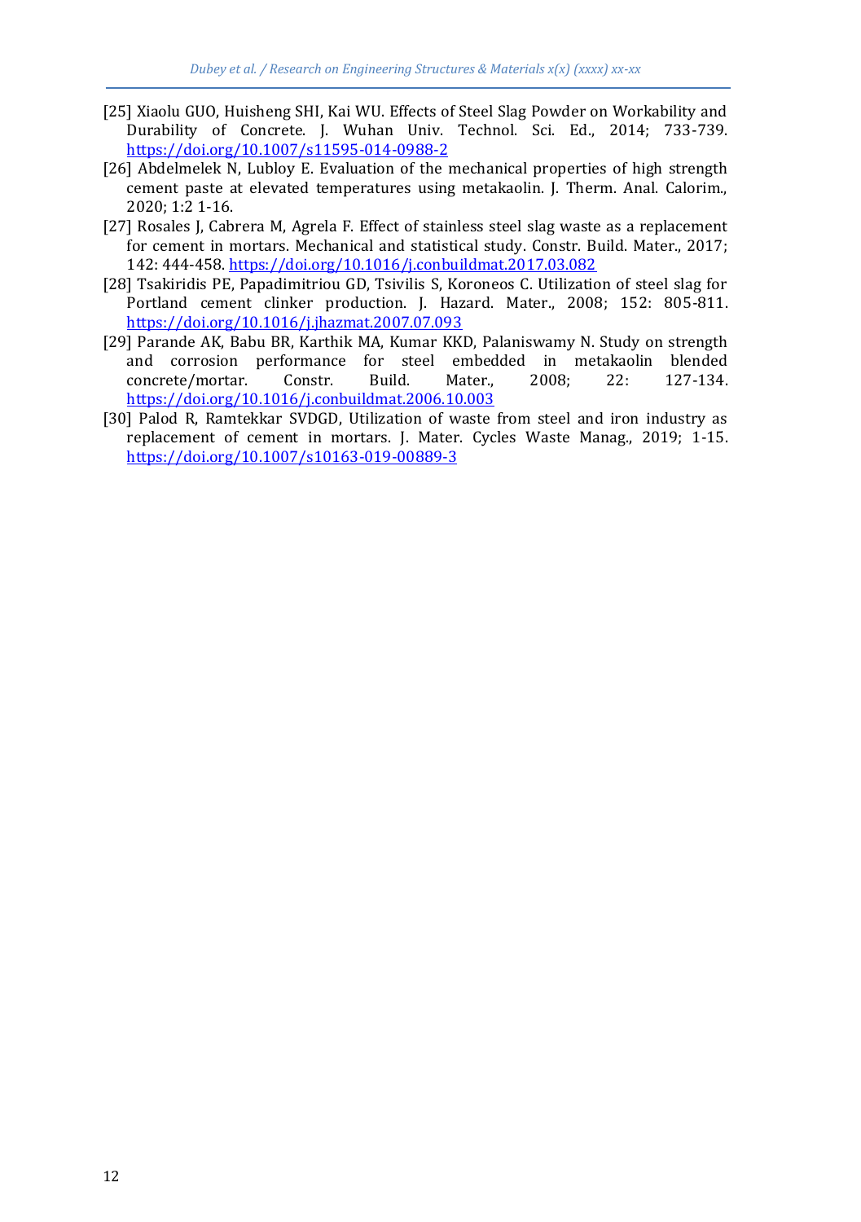[25] Xiaolu GUO, Huisheng SHI, Kai WU. Effects of Steel Slag Powder on Workability and Durability of Concrete. J. Wuhan Univ. Technol. Sci. Ed., 2014; 733-739. https://doi.org/10.1007/s11595-014-0988-2

[26] Abdelmelek N, Lubloy E. Evaluation of the mechanical properties of high strength cement paste at elevated temperatures using metakaolin. J. Therm. Anal. Calorim., 2020; 1:2 1-16.

[27] Rosales J, Cabrera M, Agrela F. Effect of stainless steel slag waste as a replacement for cement in mortars. Mechanical and statistical study. Constr. Build. Mater., 2017; 142: 444-458. https://doi.org/10.1016/j.conbuildmat.2017.03.082

[28] Tsakiridis PE, Papadimitriou GD, Tsivilis S, Koroneos C. Utilization of steel slag for Portland cement clinker production. J. Hazard. Mater., 2008; 152: 805-811. https://doi.org/10.1016/j.jhazmat.2007.07.093

[29] Parande AK, Babu BR, Karthik MA, Kumar KKD, Palaniswamy N. Study on strength and corrosion performance for steel embedded in metakaolin blended concrete/mortar. Constr. Build. Mater., 2008; 22: 127-134. https://doi.org/10.1016/j.conbuildmat.2006.10.003

[30] Palod R, Ramtekkar SVDGD, Utilization of waste from steel and iron industry as replacement of cement in mortars. J. Mater. Cycles Waste Manag., 2019; 1-15. https://doi.org/10.1007/s10163-019-00889-3